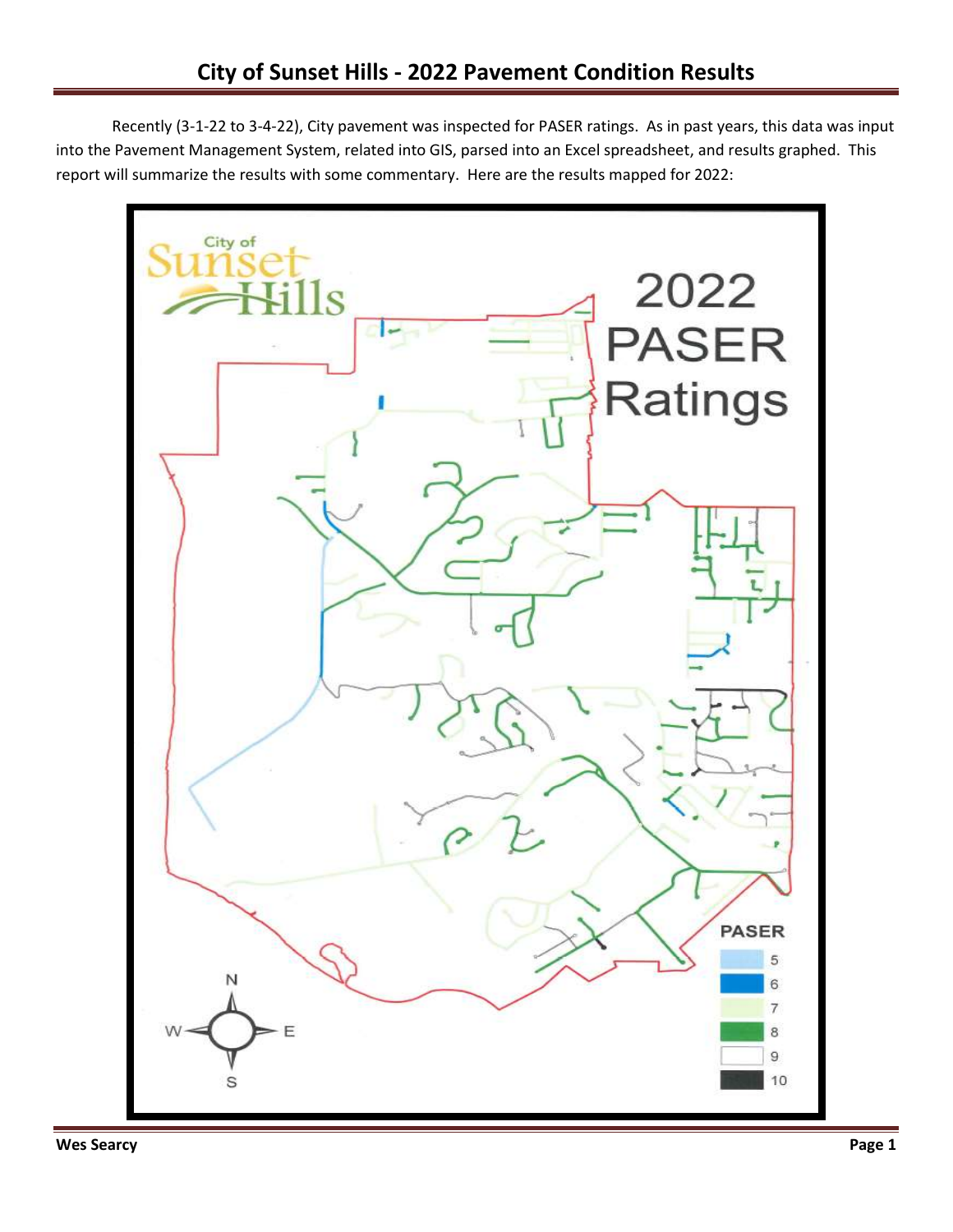# City of Sunset Hills - 2022 Pavement Condition Results

Recently (3-1-22 to 3-4-22), City pavement was inspected for PASER ratings. As in past years, this data was input into the Pavement Management System, related into GIS, parsed into an Excel spreadsheet, and results graphed. This report will summarize the results with some commentary. Here are the results mapped for 2022: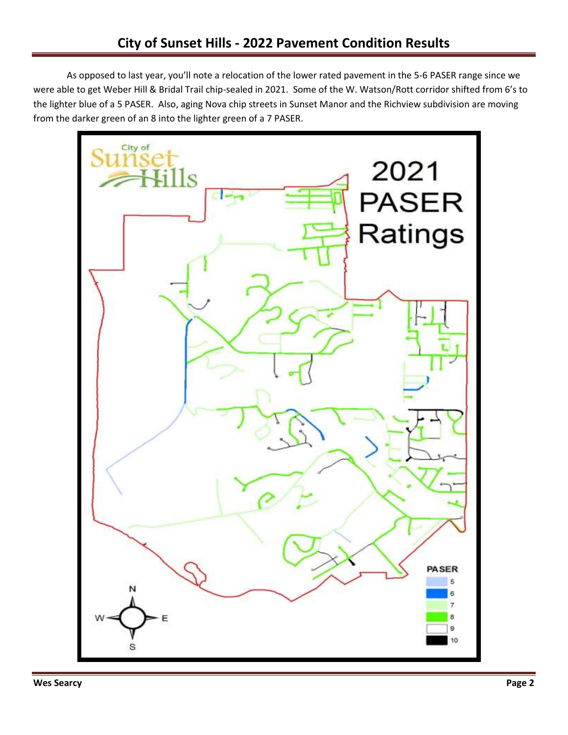# City of Sunset Hills - 2022 Pavement Condition Results

As opposed to last year, you'll note a relocation of the lower rated pavement in the 5-6 PASER range since we were able to get Weber Hill & Bridal Trail chip-sealed in 2021. Some of the W. Watson/Rott corridor shifted from 6's to the lighter blue of a 5 PASER. Also, aging Nova chip streets in Sunset Manor and the Richview subdivision are moving from the darker green of an 8 into the lighter green of a 7 PASER.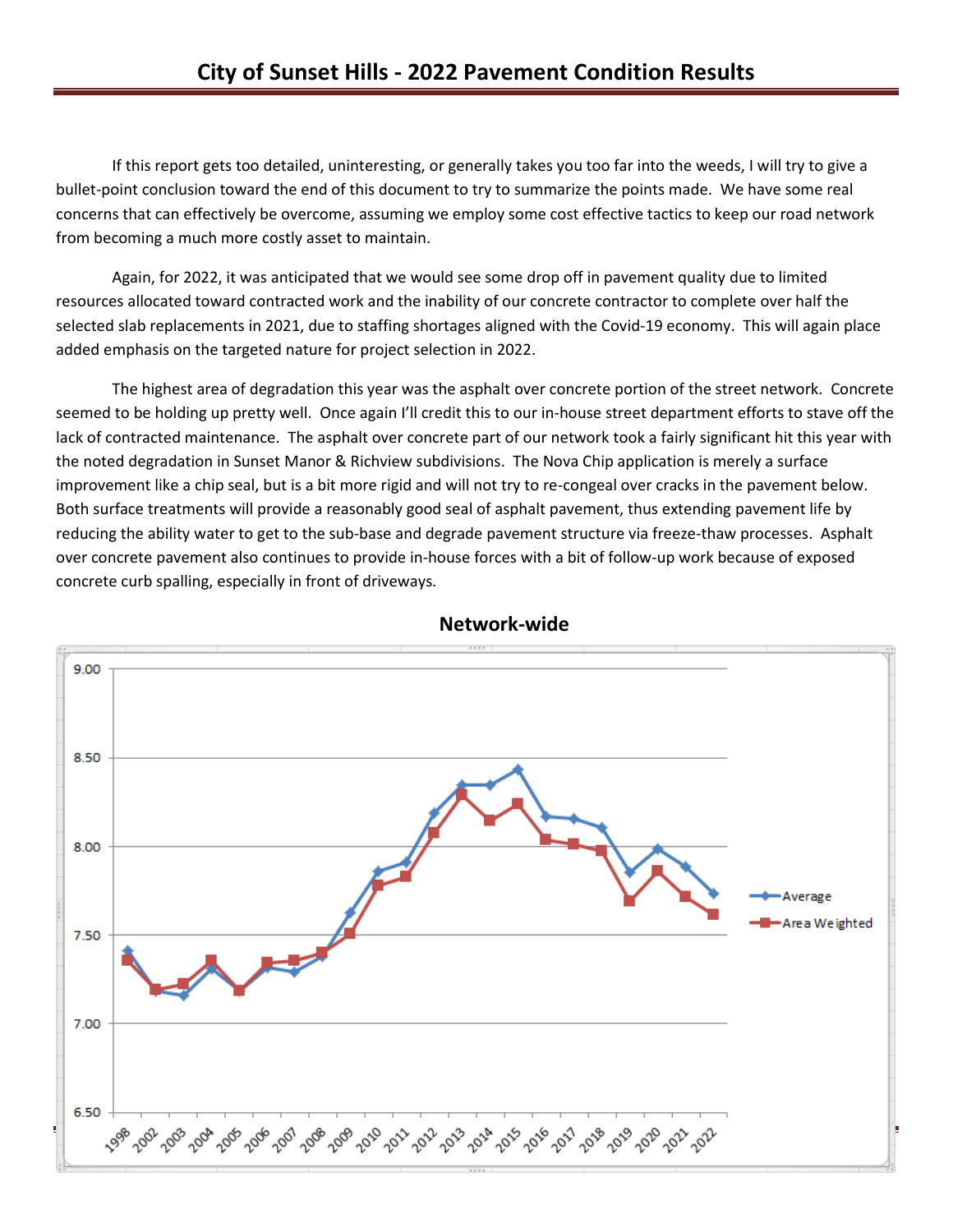# City of Sunset Hills - 2022 Pavement Condition Results

If this report gets too detailed, uninteresting, or generally takes you too far into the weeds, I will try to give a bullet-point conclusion toward the end of this document to try to summarize the points made. We have some real concerns that can effectively be overcome, assuming we employ some cost effective tactics to keep our road network from becoming a much more costly asset to maintain.

Again, for 2022, it was anticipated that we would see some drop off in pavement quality due to limited resources allocated toward contracted work and the inability of our concrete contractor to complete over half the selected slab replacements in 2021, due to staffing shortages aligned with the Covid-19 economy. This will again place added emphasis on the targeted nature for project selection in 2022.

The highest area of degradation this year was the asphalt over concrete portion of the street network. Concrete seemed to be holding up pretty well. Once again I'll credit this to our in-house street department efforts to stave off the lack of contracted maintenance. The asphalt over concrete part of our network took a fairly significant hit this year with the noted degradation in Sunset Manor & Richview subdivisions. The Nova Chip application is merely a surface improvement like a chip seal, but is a bit more rigid and will not try to re-congeal over cracks in the pavement below. Both surface treatments will provide a reasonably good seal of asphalt pavement, thus extending pavement life by reducing the ability water to get to the sub-base and degrade pavement structure via freeze-thaw processes. Asphalt over concrete pavement also continues to provide in-house forces with a bit of follow-up work because of exposed concrete curb spalling, especially in front of driveways.

**Network-wide**

| Year | Average | Area Weighted |
|---|---|---|
| 1998 | 7.41 | 7.36 |
| 2002 | 7.18 | 7.19 |
| 2003 | 7.16 | 7.22 |
| 2004 | 7.31 | 7.36 |
| 2005 | 7.19 | 7.18 |
| 2006 | 7.32 | 7.34 |
| 2007 | 7.29 | 7.36 |
| 2008 | 7.38 | 7.40 |
| 2009 | 7.63 | 7.51 |
| 2010 | 7.86 | 7.78 |
| 2011 | 7.91 | 7.83 |
| 2012 | 8.19 | 8.08 |
| 2013 | 8.35 | 8.29 |
| 2014 | 8.35 | 8.15 |
| 2015 | 8.44 | 8.24 |
| 2016 | 8.17 | 8.04 |
| 2017 | 8.16 | 8.02 |
| 2018 | 8.11 | 7.98 |
| 2019 | 7.85 | 7.69 |
| 2020 | 7.99 | 7.86 |
| 2021 | 7.88 | 7.72 |
| 2022 | 7.73 | 7.62 |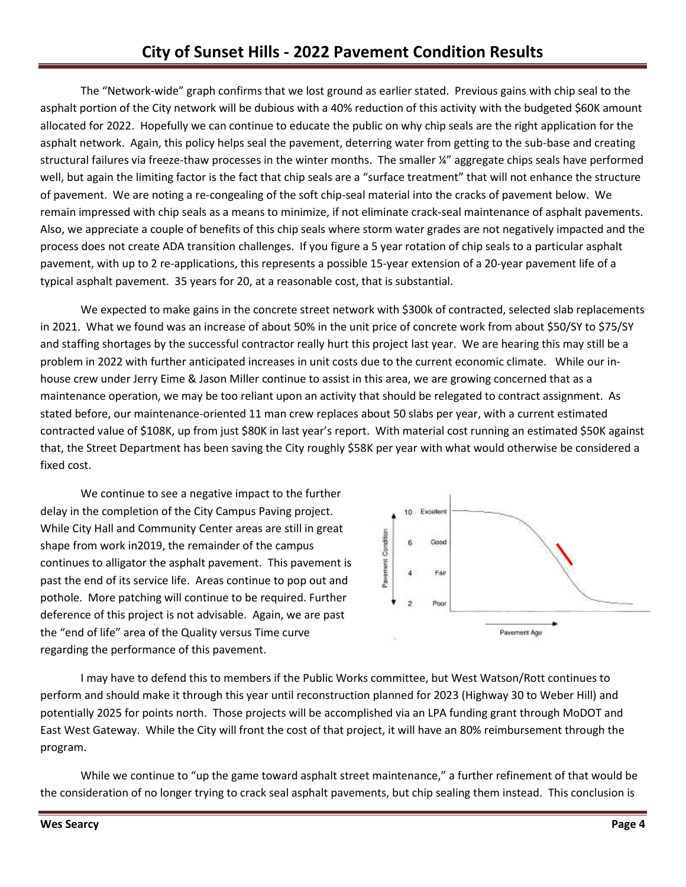The "Network-wide" graph confirms that we lost ground as earlier stated. Previous gains with chip seal to the asphalt portion of the City network will be dubious with a 40% reduction of this activity with the budgeted $60K amount allocated for 2022. Hopefully we can continue to educate the public on why chip seals are the right application for the asphalt network. Again, this policy helps seal the pavement, deterring water from getting to the sub-base and creating structural failures via freeze-thaw processes in the winter months. The smaller ¼" aggregate chips seals have performed well, but again the limiting factor is the fact that chip seals are a "surface treatment" that will not enhance the structure of pavement. We are noting a re-congealing of the soft chip-seal material into the cracks of pavement below. We remain impressed with chip seals as a means to minimize, if not eliminate crack-seal maintenance of asphalt pavements. Also, we appreciate a couple of benefits of this chip seals where storm water grades are not negatively impacted and the process does not create ADA transition challenges. If you figure a 5 year rotation of chip seals to a particular asphalt pavement, with up to 2 re-applications, this represents a possible 15-year extension of a 20-year pavement life of a typical asphalt pavement. 35 years for 20, at a reasonable cost, that is substantial.

We expected to make gains in the concrete street network with $300k of contracted, selected slab replacements in 2021. What we found was an increase of about 50% in the unit price of concrete work from about $50/SY to $75/SY and staffing shortages by the successful contractor really hurt this project last year. We are hearing this may still be a problem in 2022 with further anticipated increases in unit costs due to the current economic climate. While our in-house crew under Jerry Eime & Jason Miller continue to assist in this area, we are growing concerned that as a maintenance operation, we may be too reliant upon an activity that should be relegated to contract assignment. As stated before, our maintenance-oriented 11 man crew replaces about 50 slabs per year, with a current estimated contracted value of $108K, up from just $80K in last year's report. With material cost running an estimated $50K against that, the Street Department has been saving the City roughly $58K per year with what would otherwise be considered a fixed cost.

We continue to see a negative impact to the further delay in the completion of the City Campus Paving project. While City Hall and Community Center areas are still in great shape from work in2019, the remainder of the campus continues to alligator the asphalt pavement. This pavement is past the end of its service life. Areas continue to pop out and pothole. More patching will continue to be required. Further deference of this project is not advisable. Again, we are past the "end of life" area of the Quality versus Time curve regarding the performance of this pavement.

I may have to defend this to members if the Public Works committee, but West Watson/Rott continues to perform and should make it through this year until reconstruction planned for 2023 (Highway 30 to Weber Hill) and potentially 2025 for points north. Those projects will be accomplished via an LPA funding grant through MoDOT and East West Gateway. While the City will front the cost of that project, it will have an 80% reimbursement through the program.

While we continue to "up the game toward asphalt street maintenance," a further refinement of that would be the consideration of no longer trying to crack seal asphalt pavements, but chip sealing them instead. This conclusion is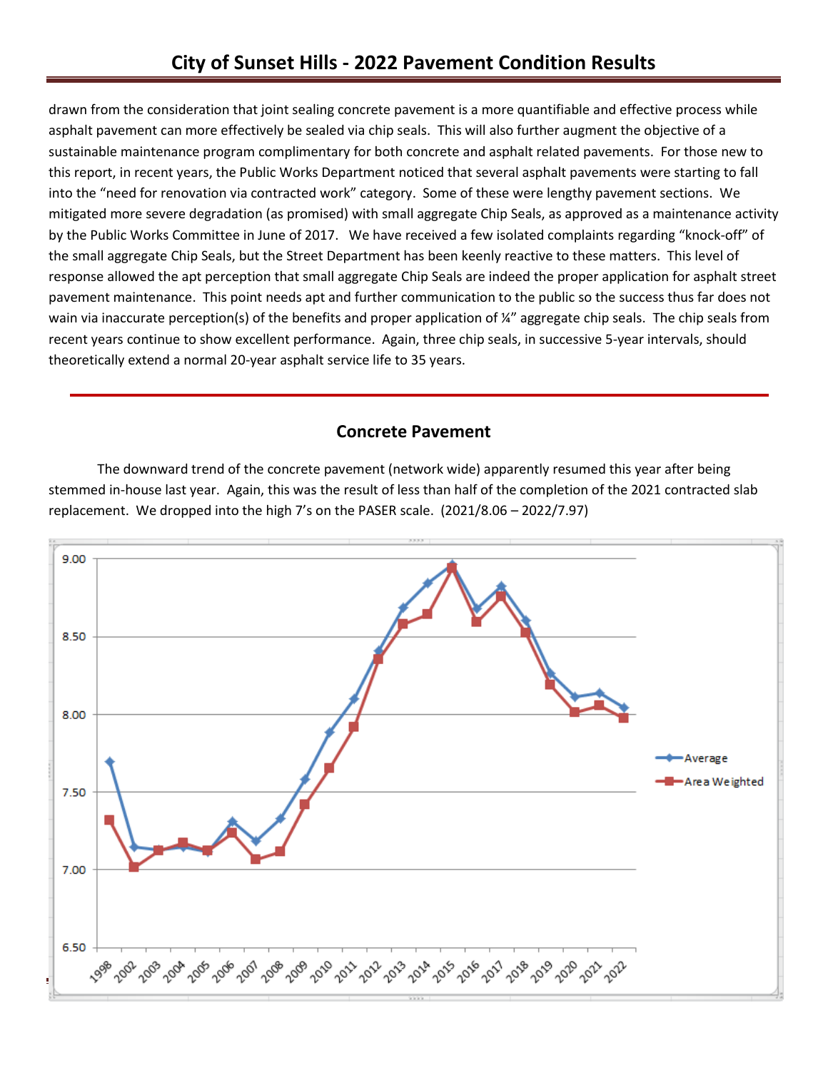drawn from the consideration that joint sealing concrete pavement is a more quantifiable and effective process while asphalt pavement can more effectively be sealed via chip seals. This will also further augment the objective of a sustainable maintenance program complimentary for both concrete and asphalt related pavements. For those new to this report, in recent years, the Public Works Department noticed that several asphalt pavements were starting to fall into the "need for renovation via contracted work" category. Some of these were lengthy pavement sections. We mitigated more severe degradation (as promised) with small aggregate Chip Seals, as approved as a maintenance activity by the Public Works Committee in June of 2017. We have received a few isolated complaints regarding "knock-off" of the small aggregate Chip Seals, but the Street Department has been keenly reactive to these matters. This level of response allowed the apt perception that small aggregate Chip Seals are indeed the proper application for asphalt street pavement maintenance. This point needs apt and further communication to the public so the success thus far does not wain via inaccurate perception(s) of the benefits and proper application of ¼" aggregate chip seals. The chip seals from recent years continue to show excellent performance. Again, three chip seals, in successive 5-year intervals, should theoretically extend a normal 20-year asphalt service life to 35 years.

## Concrete Pavement

The downward trend of the concrete pavement (network wide) apparently resumed this year after being stemmed in-house last year. Again, this was the result of less than half of the completion of the 2021 contracted slab replacement. We dropped into the high 7's on the PASER scale. (2021/8.06 – 2022/7.97)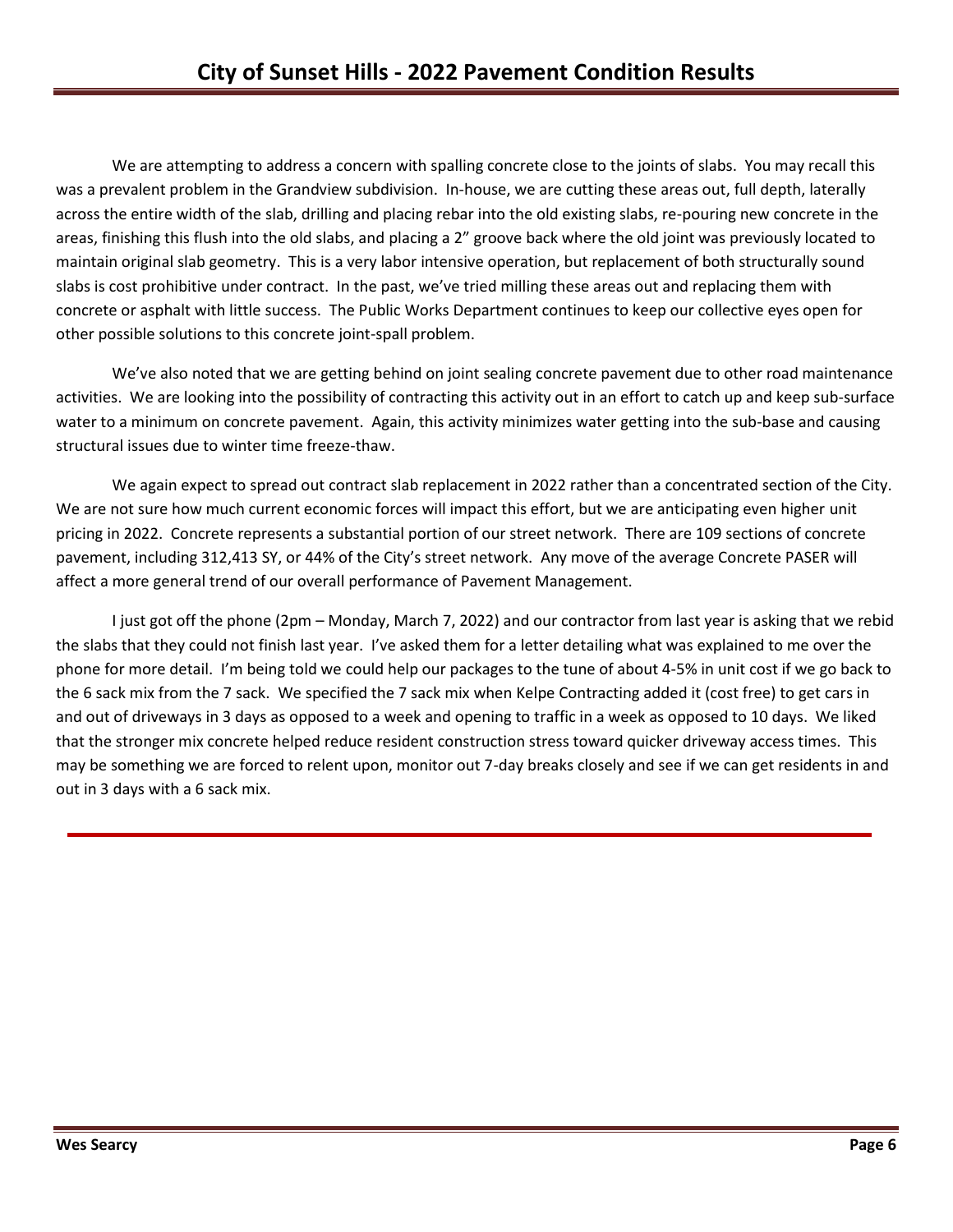We are attempting to address a concern with spalling concrete close to the joints of slabs. You may recall this was a prevalent problem in the Grandview subdivision. In-house, we are cutting these areas out, full depth, laterally across the entire width of the slab, drilling and placing rebar into the old existing slabs, re-pouring new concrete in the areas, finishing this flush into the old slabs, and placing a 2" groove back where the old joint was previously located to maintain original slab geometry. This is a very labor intensive operation, but replacement of both structurally sound slabs is cost prohibitive under contract. In the past, we've tried milling these areas out and replacing them with concrete or asphalt with little success. The Public Works Department continues to keep our collective eyes open for other possible solutions to this concrete joint-spall problem.

We've also noted that we are getting behind on joint sealing concrete pavement due to other road maintenance activities. We are looking into the possibility of contracting this activity out in an effort to catch up and keep sub-surface water to a minimum on concrete pavement. Again, this activity minimizes water getting into the sub-base and causing structural issues due to winter time freeze-thaw.

We again expect to spread out contract slab replacement in 2022 rather than a concentrated section of the City. We are not sure how much current economic forces will impact this effort, but we are anticipating even higher unit pricing in 2022. Concrete represents a substantial portion of our street network. There are 109 sections of concrete pavement, including 312,413 SY, or 44% of the City's street network. Any move of the average Concrete PASER will affect a more general trend of our overall performance of Pavement Management.

I just got off the phone (2pm – Monday, March 7, 2022) and our contractor from last year is asking that we rebid the slabs that they could not finish last year. I've asked them for a letter detailing what was explained to me over the phone for more detail. I'm being told we could help our packages to the tune of about 4-5% in unit cost if we go back to the 6 sack mix from the 7 sack. We specified the 7 sack mix when Kelpe Contracting added it (cost free) to get cars in and out of driveways in 3 days as opposed to a week and opening to traffic in a week as opposed to 10 days. We liked that the stronger mix concrete helped reduce resident construction stress toward quicker driveway access times. This may be something we are forced to relent upon, monitor out 7-day breaks closely and see if we can get residents in and out in 3 days with a 6 sack mix.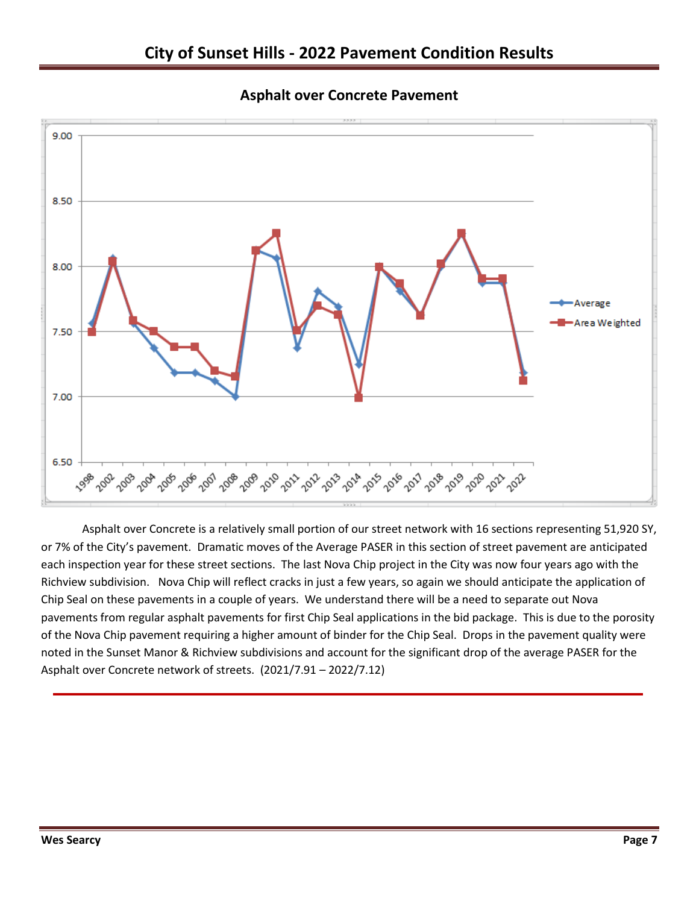# City of Sunset Hills - 2022 Pavement Condition Results

## Asphalt over Concrete Pavement

Asphalt over Concrete is a relatively small portion of our street network with 16 sections representing 51,920 SY, or 7% of the City's pavement. Dramatic moves of the Average PASER in this section of street pavement are anticipated each inspection year for these street sections. The last Nova Chip project in the City was now four years ago with the Richview subdivision. Nova Chip will reflect cracks in just a few years, so again we should anticipate the application of Chip Seal on these pavements in a couple of years. We understand there will be a need to separate out Nova pavements from regular asphalt pavements for first Chip Seal applications in the bid package. This is due to the porosity of the Nova Chip pavement requiring a higher amount of binder for the Chip Seal. Drops in the pavement quality were noted in the Sunset Manor & Richview subdivisions and account for the significant drop of the average PASER for the Asphalt over Concrete network of streets. (2021/7.91 – 2022/7.12)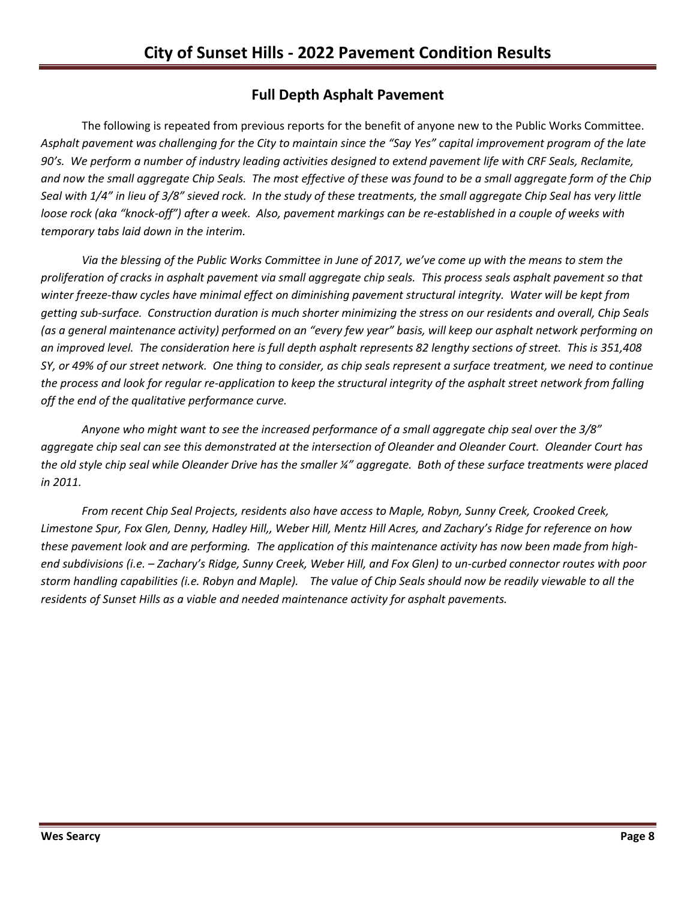## Full Depth Asphalt Pavement

The following is repeated from previous reports for the benefit of anyone new to the Public Works Committee. *Asphalt pavement was challenging for the City to maintain since the "Say Yes" capital improvement program of the late 90's. We perform a number of industry leading activities designed to extend pavement life with CRF Seals, Reclamite, and now the small aggregate Chip Seals. The most effective of these was found to be a small aggregate form of the Chip Seal with 1/4" in lieu of 3/8" sieved rock. In the study of these treatments, the small aggregate Chip Seal has very little loose rock (aka "knock-off") after a week. Also, pavement markings can be re-established in a couple of weeks with temporary tabs laid down in the interim.*

*Via the blessing of the Public Works Committee in June of 2017, we've come up with the means to stem the proliferation of cracks in asphalt pavement via small aggregate chip seals. This process seals asphalt pavement so that winter freeze-thaw cycles have minimal effect on diminishing pavement structural integrity. Water will be kept from getting sub-surface. Construction duration is much shorter minimizing the stress on our residents and overall, Chip Seals (as a general maintenance activity) performed on an "every few year" basis, will keep our asphalt network performing on an improved level. The consideration here is full depth asphalt represents 82 lengthy sections of street. This is 351,408 SY, or 49% of our street network. One thing to consider, as chip seals represent a surface treatment, we need to continue the process and look for regular re-application to keep the structural integrity of the asphalt street network from falling off the end of the qualitative performance curve.*

*Anyone who might want to see the increased performance of a small aggregate chip seal over the 3/8" aggregate chip seal can see this demonstrated at the intersection of Oleander and Oleander Court. Oleander Court has the old style chip seal while Oleander Drive has the smaller ¼" aggregate. Both of these surface treatments were placed in 2011.*

*From recent Chip Seal Projects, residents also have access to Maple, Robyn, Sunny Creek, Crooked Creek, Limestone Spur, Fox Glen, Denny, Hadley Hill,, Weber Hill, Mentz Hill Acres, and Zachary's Ridge for reference on how these pavement look and are performing. The application of this maintenance activity has now been made from high-end subdivisions (i.e. – Zachary's Ridge, Sunny Creek, Weber Hill, and Fox Glen) to un-curbed connector routes with poor storm handling capabilities (i.e. Robyn and Maple). The value of Chip Seals should now be readily viewable to all the residents of Sunset Hills as a viable and needed maintenance activity for asphalt pavements.*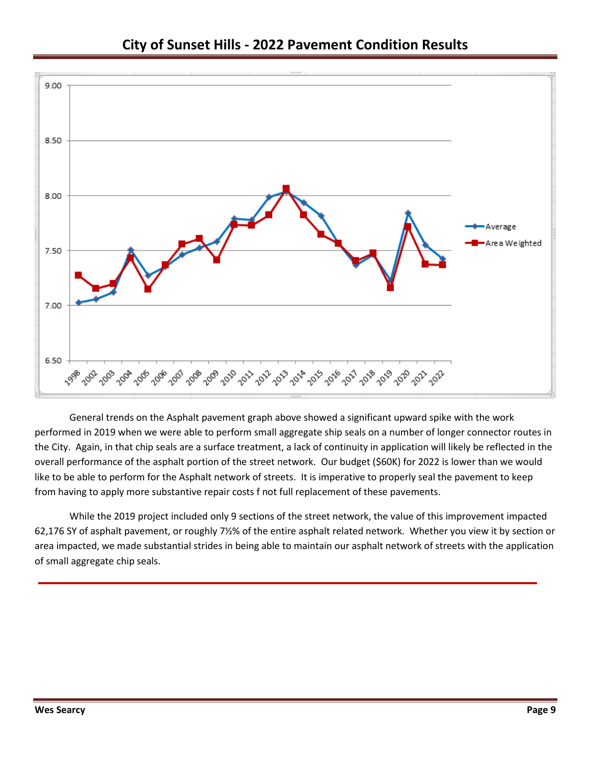# City of Sunset Hills - 2022 Pavement Condition Results

General trends on the Asphalt pavement graph above showed a significant upward spike with the work performed in 2019 when we were able to perform small aggregate ship seals on a number of longer connector routes in the City. Again, in that chip seals are a surface treatment, a lack of continuity in application will likely be reflected in the overall performance of the asphalt portion of the street network. Our budget ($60K) for 2022 is lower than we would like to be able to perform for the Asphalt network of streets. It is imperative to properly seal the pavement to keep from having to apply more substantive repair costs f not full replacement of these pavements.

While the 2019 project included only 9 sections of the street network, the value of this improvement impacted 62,176 SY of asphalt pavement, or roughly 7½% of the entire asphalt related network. Whether you view it by section or area impacted, we made substantial strides in being able to maintain our asphalt network of streets with the application of small aggregate chip seals.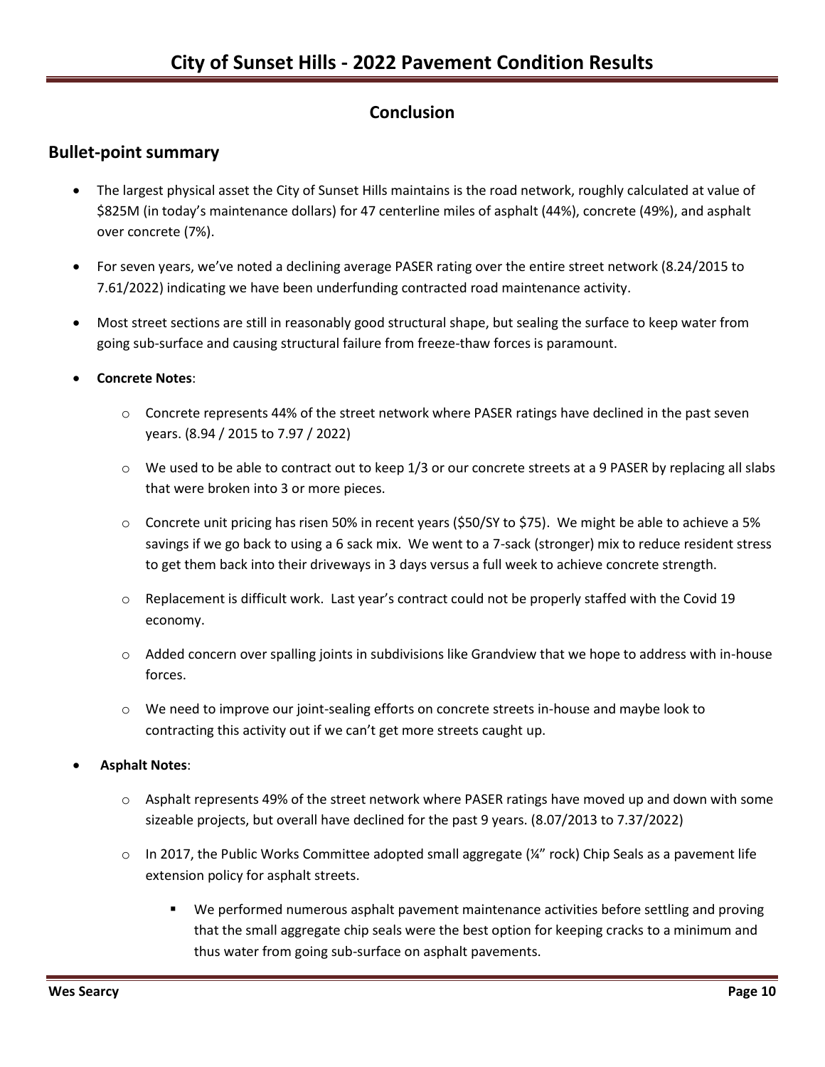## Conclusion

### Bullet-point summary

- The largest physical asset the City of Sunset Hills maintains is the road network, roughly calculated at value of $825M (in today's maintenance dollars) for 47 centerline miles of asphalt (44%), concrete (49%), and asphalt over concrete (7%).

- For seven years, we've noted a declining average PASER rating over the entire street network (8.24/2015 to 7.61/2022) indicating we have been underfunding contracted road maintenance activity.

- Most street sections are still in reasonably good structural shape, but sealing the surface to keep water from going sub-surface and causing structural failure from freeze-thaw forces is paramount.

- **Concrete Notes**:

    - Concrete represents 44% of the street network where PASER ratings have declined in the past seven years. (8.94 / 2015 to 7.97 / 2022)

    - We used to be able to contract out to keep 1/3 or our concrete streets at a 9 PASER by replacing all slabs that were broken into 3 or more pieces.

    - Concrete unit pricing has risen 50% in recent years ($50/SY to $75). We might be able to achieve a 5% savings if we go back to using a 6 sack mix. We went to a 7-sack (stronger) mix to reduce resident stress to get them back into their driveways in 3 days versus a full week to achieve concrete strength.

    - Replacement is difficult work. Last year's contract could not be properly staffed with the Covid 19 economy.

    - Added concern over spalling joints in subdivisions like Grandview that we hope to address with in-house forces.

    - We need to improve our joint-sealing efforts on concrete streets in-house and maybe look to contracting this activity out if we can't get more streets caught up.

- **Asphalt Notes**:

    - Asphalt represents 49% of the street network where PASER ratings have moved up and down with some sizeable projects, but overall have declined for the past 9 years. (8.07/2013 to 7.37/2022)

    - In 2017, the Public Works Committee adopted small aggregate (¼" rock) Chip Seals as a pavement life extension policy for asphalt streets.

        - We performed numerous asphalt pavement maintenance activities before settling and proving that the small aggregate chip seals were the best option for keeping cracks to a minimum and thus water from going sub-surface on asphalt pavements.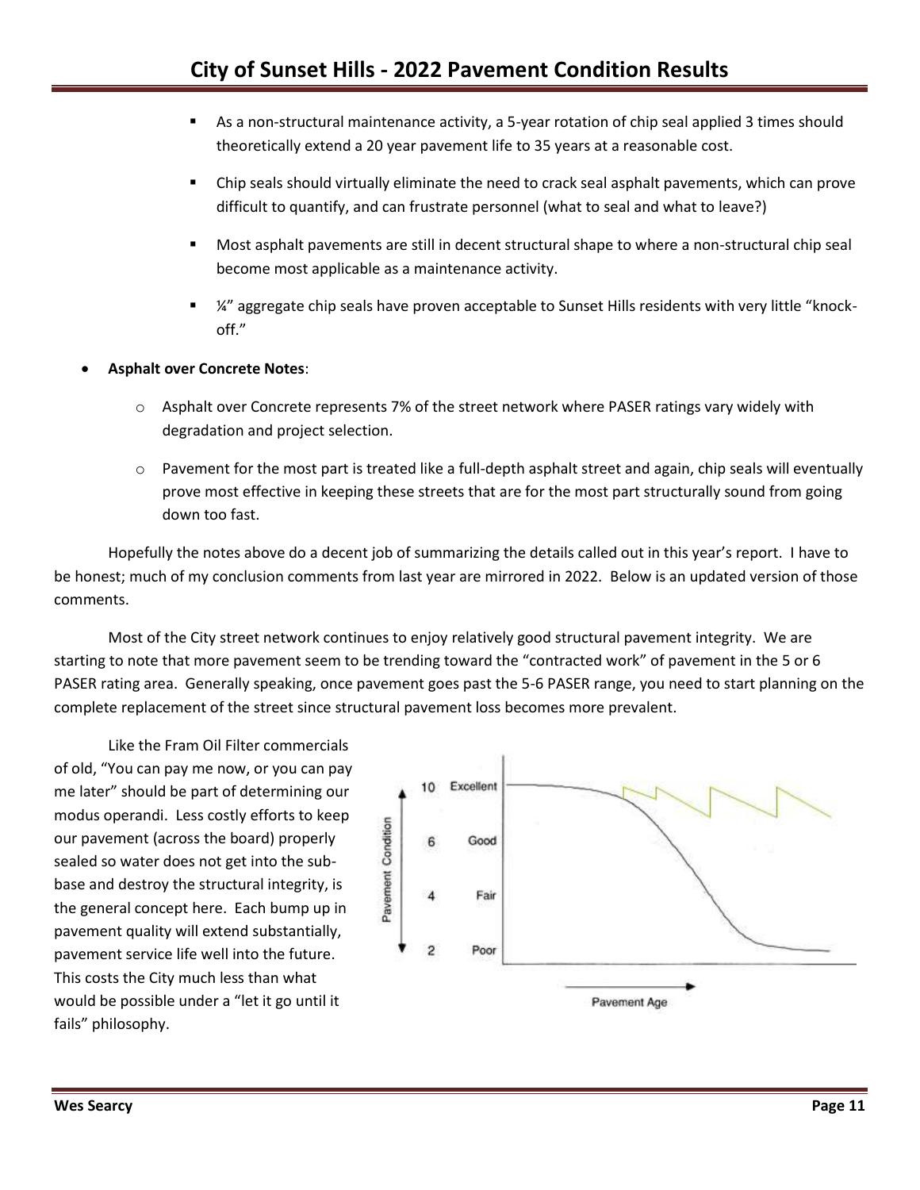- As a non-structural maintenance activity, a 5-year rotation of chip seal applied 3 times should theoretically extend a 20 year pavement life to 35 years at a reasonable cost.
- Chip seals should virtually eliminate the need to crack seal asphalt pavements, which can prove difficult to quantify, and can frustrate personnel (what to seal and what to leave?)
- Most asphalt pavements are still in decent structural shape to where a non-structural chip seal become most applicable as a maintenance activity.
- ¼" aggregate chip seals have proven acceptable to Sunset Hills residents with very little "knock-off."

- **Asphalt over Concrete Notes**:
  - Asphalt over Concrete represents 7% of the street network where PASER ratings vary widely with degradation and project selection.
  - Pavement for the most part is treated like a full-depth asphalt street and again, chip seals will eventually prove most effective in keeping these streets that are for the most part structurally sound from going down too fast.

Hopefully the notes above do a decent job of summarizing the details called out in this year's report. I have to be honest; much of my conclusion comments from last year are mirrored in 2022. Below is an updated version of those comments.

Most of the City street network continues to enjoy relatively good structural pavement integrity. We are starting to note that more pavement seem to be trending toward the "contracted work" of pavement in the 5 or 6 PASER rating area. Generally speaking, once pavement goes past the 5-6 PASER range, you need to start planning on the complete replacement of the street since structural pavement loss becomes more prevalent.

Like the Fram Oil Filter commercials of old, "You can pay me now, or you can pay me later" should be part of determining our modus operandi. Less costly efforts to keep our pavement (across the board) properly sealed so water does not get into the sub-base and destroy the structural integrity, is the general concept here. Each bump up in pavement quality will extend substantially, pavement service life well into the future. This costs the City much less than what would be possible under a "let it go until it fails" philosophy.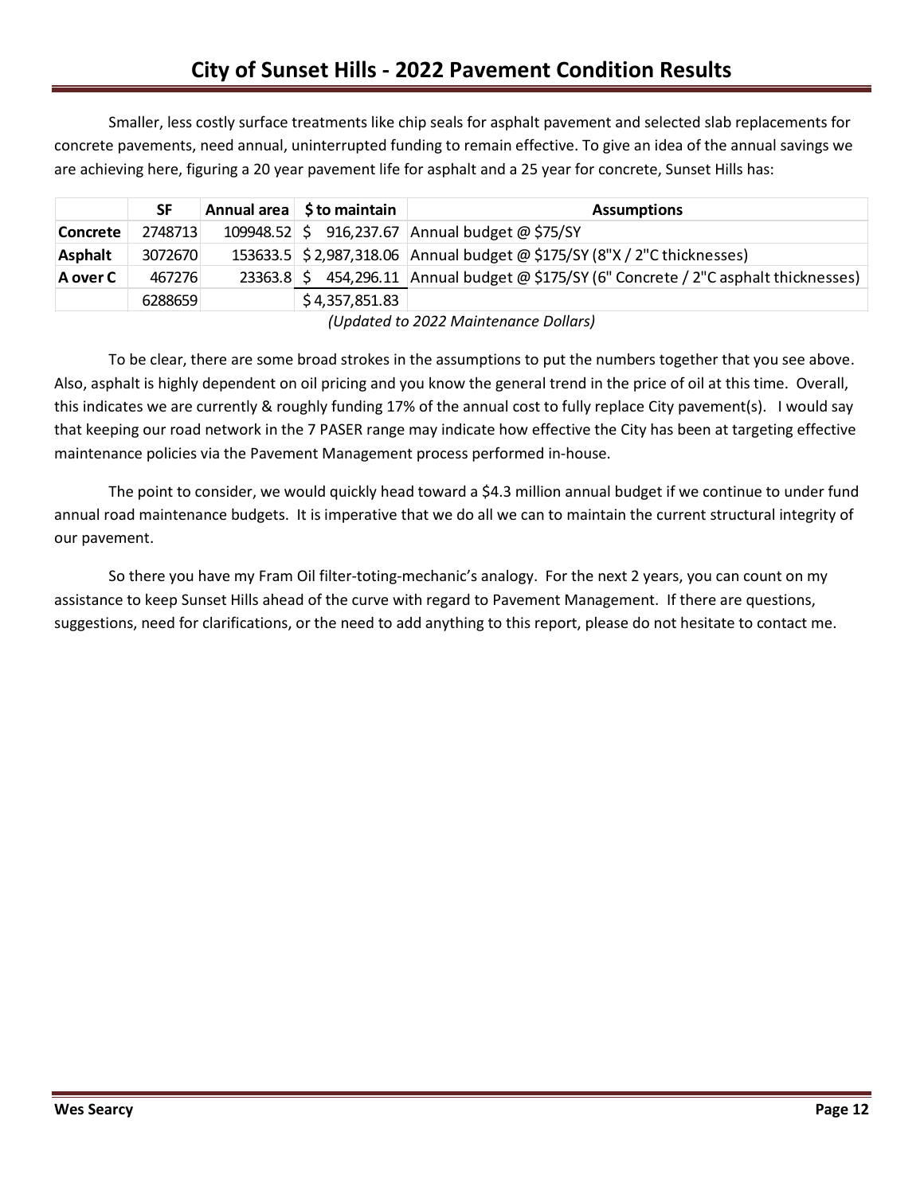Smaller, less costly surface treatments like chip seals for asphalt pavement and selected slab replacements for concrete pavements, need annual, uninterrupted funding to remain effective. To give an idea of the annual savings we are achieving here, figuring a 20 year pavement life for asphalt and a 25 year for concrete, Sunset Hills has:

| | SF | Annual area | $ to maintain | Assumptions |
|---|---|---|---|---|
| **Concrete** | 2748713 | 109948.52 | $ 916,237.67 | Annual budget @ $75/SY |
| **Asphalt** | 3072670 | 153633.5 | $ 2,987,318.06 | Annual budget @ $175/SY (8"X / 2"C thicknesses) |
| **A over C** | 467276 | 23363.8 | $ 454,296.11 | Annual budget @ $175/SY (6" Concrete / 2"C asphalt thicknesses) |
| | 6288659 | | $ 4,357,851.83 | |

*(Updated to 2022 Maintenance Dollars)*

To be clear, there are some broad strokes in the assumptions to put the numbers together that you see above. Also, asphalt is highly dependent on oil pricing and you know the general trend in the price of oil at this time. Overall, this indicates we are currently & roughly funding 17% of the annual cost to fully replace City pavement(s). I would say that keeping our road network in the 7 PASER range may indicate how effective the City has been at targeting effective maintenance policies via the Pavement Management process performed in-house.

The point to consider, we would quickly head toward a $4.3 million annual budget if we continue to under fund annual road maintenance budgets. It is imperative that we do all we can to maintain the current structural integrity of our pavement.

So there you have my Fram Oil filter-toting-mechanic's analogy. For the next 2 years, you can count on my assistance to keep Sunset Hills ahead of the curve with regard to Pavement Management. If there are questions, suggestions, need for clarifications, or the need to add anything to this report, please do not hesitate to contact me.